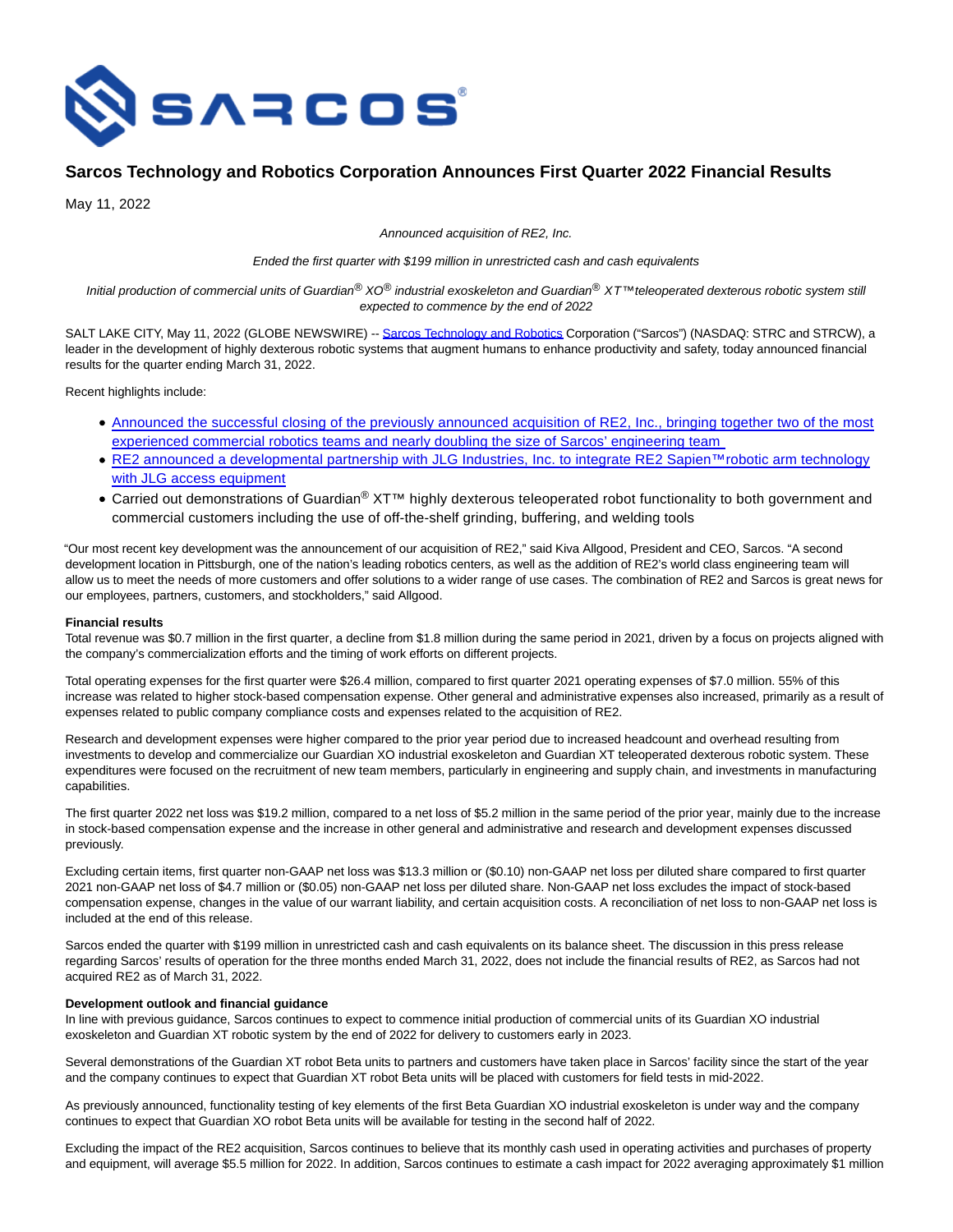# Sarcos Technology and Robotics Corporation Announces First Quarter 2022 Financial Results

May 11, 2022

*Announced acquisition of RE2, Inc.*

*Ended the first quarter with $199 million in unrestricted cash and cash equivalents*

*Initial production of commercial units of Guardian® XO® industrial exoskeleton and Guardian® XT™ teleoperated dexterous robotic system still expected to commence by the end of 2022*

SALT LAKE CITY, May 11, 2022 (GLOBE NEWSWIRE) -- Sarcos Technology and Robotics Corporation ("Sarcos") (NASDAQ: STRC and STRCW), a leader in the development of highly dexterous robotic systems that augment humans to enhance productivity and safety, today announced financial results for the quarter ending March 31, 2022.

Recent highlights include:

- Announced the successful closing of the previously announced acquisition of RE2, Inc., bringing together two of the most experienced commercial robotics teams and nearly doubling the size of Sarcos' engineering team
- RE2 announced a developmental partnership with JLG Industries, Inc. to integrate RE2 Sapien™ robotic arm technology with JLG access equipment
- Carried out demonstrations of Guardian® XT™ highly dexterous teleoperated robot functionality to both government and commercial customers including the use of off-the-shelf grinding, buffering, and welding tools

"Our most recent key development was the announcement of our acquisition of RE2," said Kiva Allgood, President and CEO, Sarcos. "A second development location in Pittsburgh, one of the nation's leading robotics centers, as well as the addition of RE2's world class engineering team will allow us to meet the needs of more customers and offer solutions to a wider range of use cases. The combination of RE2 and Sarcos is great news for our employees, partners, customers, and stockholders," said Allgood.

**Financial results**

Total revenue was $0.7 million in the first quarter, a decline from $1.8 million during the same period in 2021, driven by a focus on projects aligned with the company's commercialization efforts and the timing of work efforts on different projects.

Total operating expenses for the first quarter were $26.4 million, compared to first quarter 2021 operating expenses of $7.0 million. 55% of this increase was related to higher stock-based compensation expense. Other general and administrative expenses also increased, primarily as a result of expenses related to public company compliance costs and expenses related to the acquisition of RE2.

Research and development expenses were higher compared to the prior year period due to increased headcount and overhead resulting from investments to develop and commercialize our Guardian XO industrial exoskeleton and Guardian XT teleoperated dexterous robotic system. These expenditures were focused on the recruitment of new team members, particularly in engineering and supply chain, and investments in manufacturing capabilities.

The first quarter 2022 net loss was $19.2 million, compared to a net loss of $5.2 million in the same period of the prior year, mainly due to the increase in stock-based compensation expense and the increase in other general and administrative and research and development expenses discussed previously.

Excluding certain items, first quarter non-GAAP net loss was $13.3 million or ($0.10) non-GAAP net loss per diluted share compared to first quarter 2021 non-GAAP net loss of $4.7 million or ($0.05) non-GAAP net loss per diluted share. Non-GAAP net loss excludes the impact of stock-based compensation expense, changes in the value of our warrant liability, and certain acquisition costs. A reconciliation of net loss to non-GAAP net loss is included at the end of this release.

Sarcos ended the quarter with $199 million in unrestricted cash and cash equivalents on its balance sheet. The discussion in this press release regarding Sarcos' results of operation for the three months ended March 31, 2022, does not include the financial results of RE2, as Sarcos had not acquired RE2 as of March 31, 2022.

**Development outlook and financial guidance**

In line with previous guidance, Sarcos continues to expect to commence initial production of commercial units of its Guardian XO industrial exoskeleton and Guardian XT robotic system by the end of 2022 for delivery to customers early in 2023.

Several demonstrations of the Guardian XT robot Beta units to partners and customers have taken place in Sarcos' facility since the start of the year and the company continues to expect that Guardian XT robot Beta units will be placed with customers for field tests in mid-2022.

As previously announced, functionality testing of key elements of the first Beta Guardian XO industrial exoskeleton is under way and the company continues to expect that Guardian XO robot Beta units will be available for testing in the second half of 2022.

Excluding the impact of the RE2 acquisition, Sarcos continues to believe that its monthly cash used in operating activities and purchases of property and equipment, will average $5.5 million for 2022. In addition, Sarcos continues to estimate a cash impact for 2022 averaging approximately $1 million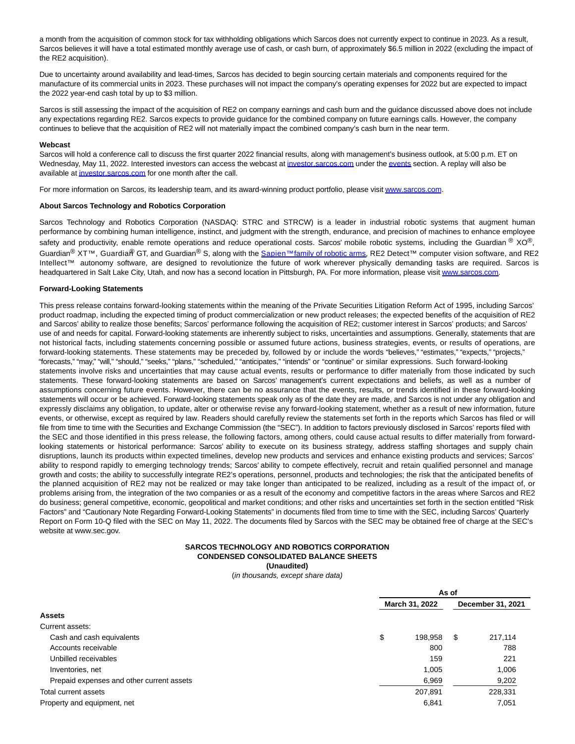a month from the acquisition of common stock for tax withholding obligations which Sarcos does not currently expect to continue in 2023. As a result, Sarcos believes it will have a total estimated monthly average use of cash, or cash burn, of approximately $6.5 million in 2022 (excluding the impact of the RE2 acquisition).

Due to uncertainty around availability and lead-times, Sarcos has decided to begin sourcing certain materials and components required for the manufacture of its commercial units in 2023. These purchases will not impact the company's operating expenses for 2022 but are expected to impact the 2022 year-end cash total by up to $3 million.

Sarcos is still assessing the impact of the acquisition of RE2 on company earnings and cash burn and the guidance discussed above does not include any expectations regarding RE2. Sarcos expects to provide guidance for the combined company on future earnings calls. However, the company continues to believe that the acquisition of RE2 will not materially impact the combined company's cash burn in the near term.

**Webcast**

Sarcos will hold a conference call to discuss the first quarter 2022 financial results, along with management's business outlook, at 5:00 p.m. ET on Wednesday, May 11, 2022. Interested investors can access the webcast at investor.sarcos.com under the events section. A replay will also be available at investor.sarcos.com for one month after the call.

For more information on Sarcos, its leadership team, and its award-winning product portfolio, please visit www.sarcos.com.

**About Sarcos Technology and Robotics Corporation**

Sarcos Technology and Robotics Corporation (NASDAQ: STRC and STRCW) is a leader in industrial robotic systems that augment human performance by combining human intelligence, instinct, and judgment with the strength, endurance, and precision of machines to enhance employee safety and productivity, enable remote operations and reduce operational costs. Sarcos' mobile robotic systems, including the Guardian® XO®, Guardian® XT™, Guardian® GT, and Guardian® S, along with the Sapien™ family of robotic arms, RE2 Detect™ computer vision software, and RE2 Intellect™ autonomy software, are designed to revolutionize the future of work wherever physically demanding tasks are required. Sarcos is headquartered in Salt Lake City, Utah, and now has a second location in Pittsburgh, PA. For more information, please visit www.sarcos.com.

**Forward-Looking Statements**

This press release contains forward-looking statements within the meaning of the Private Securities Litigation Reform Act of 1995, including Sarcos' product roadmap, including the expected timing of product commercialization or new product releases; the expected benefits of the acquisition of RE2 and Sarcos' ability to realize those benefits; Sarcos' performance following the acquisition of RE2; customer interest in Sarcos' products; and Sarcos' use of and needs for capital. Forward-looking statements are inherently subject to risks, uncertainties and assumptions. Generally, statements that are not historical facts, including statements concerning possible or assumed future actions, business strategies, events, or results of operations, are forward-looking statements. These statements may be preceded by, followed by or include the words "believes," "estimates," "expects," "projects," "forecasts," "may," "will," "should," "seeks," "plans," "scheduled," "anticipates," "intends" or "continue" or similar expressions. Such forward-looking statements involve risks and uncertainties that may cause actual events, results or performance to differ materially from those indicated by such statements. These forward-looking statements are based on Sarcos' management's current expectations and beliefs, as well as a number of assumptions concerning future events. However, there can be no assurance that the events, results, or trends identified in these forward-looking statements will occur or be achieved. Forward-looking statements speak only as of the date they are made, and Sarcos is not under any obligation and expressly disclaims any obligation, to update, alter or otherwise revise any forward-looking statement, whether as a result of new information, future events, or otherwise, except as required by law. Readers should carefully review the statements set forth in the reports which Sarcos has filed or will file from time to time with the Securities and Exchange Commission (the "SEC"). In addition to factors previously disclosed in Sarcos' reports filed with the SEC and those identified in this press release, the following factors, among others, could cause actual results to differ materially from forward-looking statements or historical performance: Sarcos' ability to execute on its business strategy, address staffing shortages and supply chain disruptions, launch its products within expected timelines, develop new products and services and enhance existing products and services; Sarcos' ability to respond rapidly to emerging technology trends; Sarcos' ability to compete effectively, recruit and retain qualified personnel and manage growth and costs; the ability to successfully integrate RE2's operations, personnel, products and technologies; the risk that the anticipated benefits of the planned acquisition of RE2 may not be realized or may take longer than anticipated to be realized, including as a result of the impact of, or problems arising from, the integration of the two companies or as a result of the economy and competitive factors in the areas where Sarcos and RE2 do business; general competitive, economic, geopolitical and market conditions; and other risks and uncertainties set forth in the section entitled "Risk Factors" and "Cautionary Note Regarding Forward-Looking Statements" in documents filed from time to time with the SEC, including Sarcos' Quarterly Report on Form 10-Q filed with the SEC on May 11, 2022. The documents filed by Sarcos with the SEC may be obtained free of charge at the SEC's website at www.sec.gov.

**SARCOS TECHNOLOGY AND ROBOTICS CORPORATION**
**CONDENSED CONSOLIDATED BALANCE SHEETS**
**(Unaudited)**
*(in thousands, except share data)*

| | As of | |
|---|---|---|
| | March 31, 2022 | December 31, 2021 |
| **Assets** | | |
| Current assets: | | |
| Cash and cash equivalents | $ 198,958 | $ 217,114 |
| Accounts receivable | 800 | 788 |
| Unbilled receivables | 159 | 221 |
| Inventories, net | 1,005 | 1,006 |
| Prepaid expenses and other current assets | 6,969 | 9,202 |
| Total current assets | 207,891 | 228,331 |
| Property and equipment, net | 6,841 | 7,051 |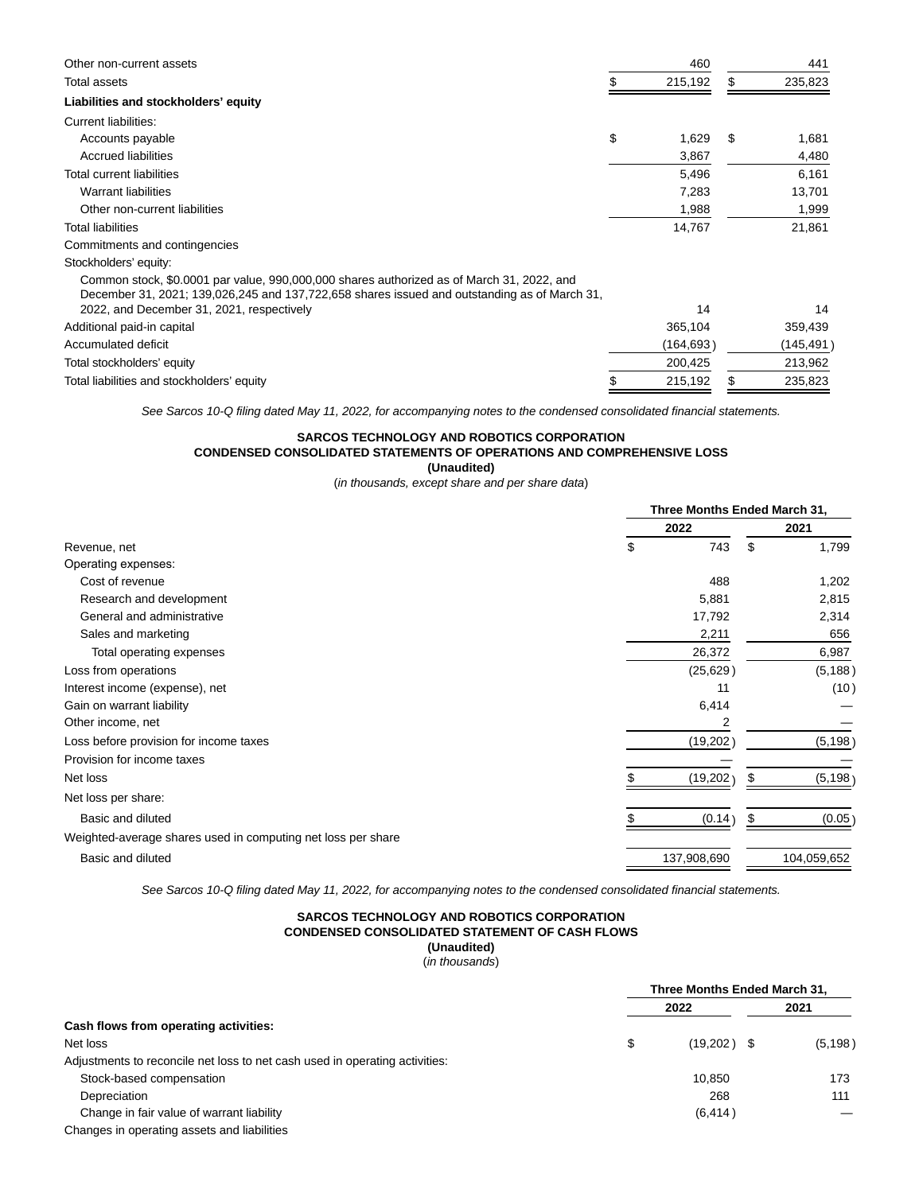| | March 31, 2022 | December 31, 2021 |
|---|---|---|
| Other non-current assets | 460 | 441 |
| Total assets | $ 215,192 | $ 235,823 |
| **Liabilities and stockholders' equity** | | |
| Current liabilities: | | |
| Accounts payable | $ 1,629 | $ 1,681 |
| Accrued liabilities | 3,867 | 4,480 |
| Total current liabilities | 5,496 | 6,161 |
| Warrant liabilities | 7,283 | 13,701 |
| Other non-current liabilities | 1,988 | 1,999 |
| Total liabilities | 14,767 | 21,861 |
| Commitments and contingencies | | |
| Stockholders' equity: | | |
| Common stock, $0.0001 par value, 990,000,000 shares authorized as of March 31, 2022, and December 31, 2021; 139,026,245 and 137,722,658 shares issued and outstanding as of March 31, 2022, and December 31, 2021, respectively | 14 | 14 |
| Additional paid-in capital | 365,104 | 359,439 |
| Accumulated deficit | (164,693) | (145,491) |
| Total stockholders' equity | 200,425 | 213,962 |
| Total liabilities and stockholders' equity | $ 215,192 | $ 235,823 |

*See Sarcos 10-Q filing dated May 11, 2022, for accompanying notes to the condensed consolidated financial statements.*

**SARCOS TECHNOLOGY AND ROBOTICS CORPORATION**
**CONDENSED CONSOLIDATED STATEMENTS OF OPERATIONS AND COMPREHENSIVE LOSS**
**(Unaudited)**
(*in thousands, except share and per share data*)

| | Three Months Ended March 31, | |
|---|---|---|
| | 2022 | 2021 |
| Revenue, net | $ 743 | $ 1,799 |
| Operating expenses: | | |
| Cost of revenue | 488 | 1,202 |
| Research and development | 5,881 | 2,815 |
| General and administrative | 17,792 | 2,314 |
| Sales and marketing | 2,211 | 656 |
| Total operating expenses | 26,372 | 6,987 |
| Loss from operations | (25,629) | (5,188) |
| Interest income (expense), net | 11 | (10) |
| Gain on warrant liability | 6,414 | — |
| Other income, net | 2 | — |
| Loss before provision for income taxes | (19,202) | (5,198) |
| Provision for income taxes | — | — |
| Net loss | $ (19,202) | $ (5,198) |
| Net loss per share: | | |
| Basic and diluted | $ (0.14) | $ (0.05) |
| Weighted-average shares used in computing net loss per share | | |
| Basic and diluted | 137,908,690 | 104,059,652 |

*See Sarcos 10-Q filing dated May 11, 2022, for accompanying notes to the condensed consolidated financial statements.*

**SARCOS TECHNOLOGY AND ROBOTICS CORPORATION**
**CONDENSED CONSOLIDATED STATEMENT OF CASH FLOWS**
**(Unaudited)**
(*in thousands*)

| | Three Months Ended March 31, | |
|---|---|---|
| | 2022 | 2021 |
| **Cash flows from operating activities:** | | |
| Net loss | $ (19,202) | $ (5,198) |
| Adjustments to reconcile net loss to net cash used in operating activities: | | |
| Stock-based compensation | 10,850 | 173 |
| Depreciation | 268 | 111 |
| Change in fair value of warrant liability | (6,414) | — |
| Changes in operating assets and liabilities | | |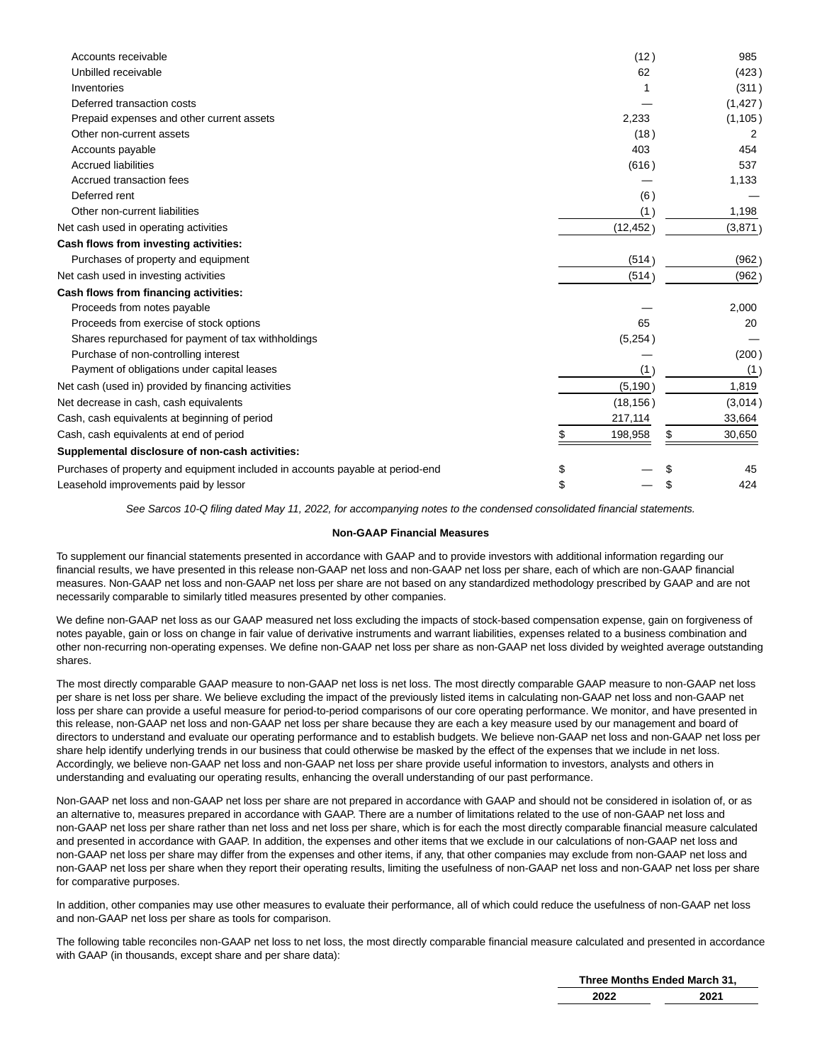| | 2022 | 2021 |
|---|---|---|
| Accounts receivable | (12) | 985 |
| Unbilled receivable | 62 | (423) |
| Inventories | 1 | (311) |
| Deferred transaction costs | — | (1,427) |
| Prepaid expenses and other current assets | 2,233 | (1,105) |
| Other non-current assets | (18) | 2 |
| Accounts payable | 403 | 454 |
| Accrued liabilities | (616) | 537 |
| Accrued transaction fees | — | 1,133 |
| Deferred rent | (6) | — |
| Other non-current liabilities | (1) | 1,198 |
| Net cash used in operating activities | (12,452) | (3,871) |
| **Cash flows from investing activities:** | | |
| Purchases of property and equipment | (514) | (962) |
| Net cash used in investing activities | (514) | (962) |
| **Cash flows from financing activities:** | | |
| Proceeds from notes payable | — | 2,000 |
| Proceeds from exercise of stock options | 65 | 20 |
| Shares repurchased for payment of tax withholdings | (5,254) | — |
| Purchase of non-controlling interest | — | (200) |
| Payment of obligations under capital leases | (1) | (1) |
| Net cash (used in) provided by financing activities | (5,190) | 1,819 |
| Net decrease in cash, cash equivalents | (18,156) | (3,014) |
| Cash, cash equivalents at beginning of period | 217,114 | 33,664 |
| Cash, cash equivalents at end of period | $ 198,958 | $ 30,650 |
| **Supplemental disclosure of non-cash activities:** | | |
| Purchases of property and equipment included in accounts payable at period-end | $ — | $ 45 |
| Leasehold improvements paid by lessor | $ — | $ 424 |

*See Sarcos 10-Q filing dated May 11, 2022, for accompanying notes to the condensed consolidated financial statements.*

**Non-GAAP Financial Measures**

To supplement our financial statements presented in accordance with GAAP and to provide investors with additional information regarding our financial results, we have presented in this release non-GAAP net loss and non-GAAP net loss per share, each of which are non-GAAP financial measures. Non-GAAP net loss and non-GAAP net loss per share are not based on any standardized methodology prescribed by GAAP and are not necessarily comparable to similarly titled measures presented by other companies.

We define non-GAAP net loss as our GAAP measured net loss excluding the impacts of stock-based compensation expense, gain on forgiveness of notes payable, gain or loss on change in fair value of derivative instruments and warrant liabilities, expenses related to a business combination and other non-recurring non-operating expenses. We define non-GAAP net loss per share as non-GAAP net loss divided by weighted average outstanding shares.

The most directly comparable GAAP measure to non-GAAP net loss is net loss. The most directly comparable GAAP measure to non-GAAP net loss per share is net loss per share. We believe excluding the impact of the previously listed items in calculating non-GAAP net loss and non-GAAP net loss per share can provide a useful measure for period-to-period comparisons of our core operating performance. We monitor, and have presented in this release, non-GAAP net loss and non-GAAP net loss per share because they are each a key measure used by our management and board of directors to understand and evaluate our operating performance and to establish budgets. We believe non-GAAP net loss and non-GAAP net loss per share help identify underlying trends in our business that could otherwise be masked by the effect of the expenses that we include in net loss. Accordingly, we believe non-GAAP net loss and non-GAAP net loss per share provide useful information to investors, analysts and others in understanding and evaluating our operating results, enhancing the overall understanding of our past performance.

Non-GAAP net loss and non-GAAP net loss per share are not prepared in accordance with GAAP and should not be considered in isolation of, or as an alternative to, measures prepared in accordance with GAAP. There are a number of limitations related to the use of non-GAAP net loss and non-GAAP net loss per share rather than net loss and net loss per share, which is for each the most directly comparable financial measure calculated and presented in accordance with GAAP. In addition, the expenses and other items that we exclude in our calculations of non-GAAP net loss and non-GAAP net loss per share may differ from the expenses and other items, if any, that other companies may exclude from non-GAAP net loss and non-GAAP net loss per share when they report their operating results, limiting the usefulness of non-GAAP net loss and non-GAAP net loss per share for comparative purposes.

In addition, other companies may use other measures to evaluate their performance, all of which could reduce the usefulness of non-GAAP net loss and non-GAAP net loss per share as tools for comparison.

The following table reconciles non-GAAP net loss to net loss, the most directly comparable financial measure calculated and presented in accordance with GAAP (in thousands, except share and per share data):

| | Three Months Ended March 31, | |
|---|---|---|
| | 2022 | 2021 |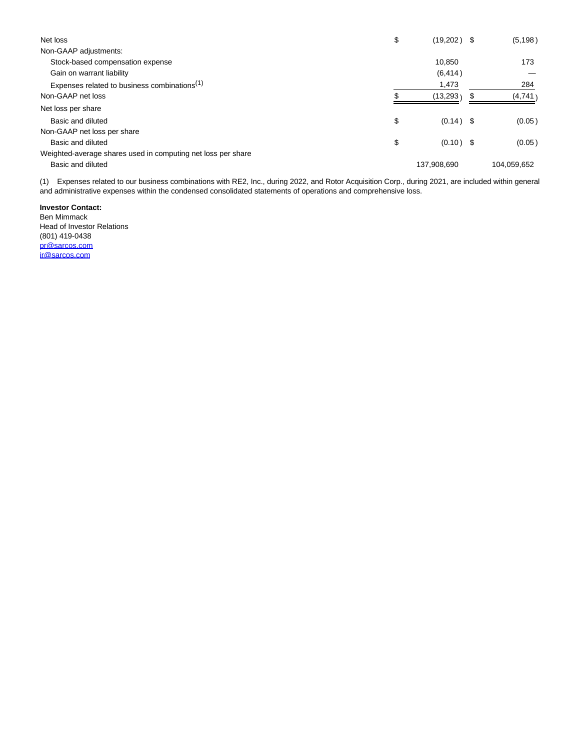| | | |
|---|---|---|
| Net loss | $ (19,202) | $ (5,198) |
| Non-GAAP adjustments: | | |
| Stock-based compensation expense | 10,850 | 173 |
| Gain on warrant liability | (6,414) | — |
| Expenses related to business combinations[(1)] | 1,473 | 284 |
| Non-GAAP net loss | $ (13,293) | $ (4,741) |
| Net loss per share | | |
| Basic and diluted | $ (0.14) | $ (0.05) |
| Non-GAAP net loss per share | | |
| Basic and diluted | $ (0.10) | $ (0.05) |
| Weighted-average shares used in computing net loss per share | | |
| Basic and diluted | 137,908,690 | 104,059,652 |

(1) Expenses related to our business combinations with RE2, Inc., during 2022, and Rotor Acquisition Corp., during 2021, are included within general and administrative expenses within the condensed consolidated statements of operations and comprehensive loss.

**Investor Contact:**
Ben Mimmack
Head of Investor Relations
(801) 419-0438
pr@sarcos.com
ir@sarcos.com